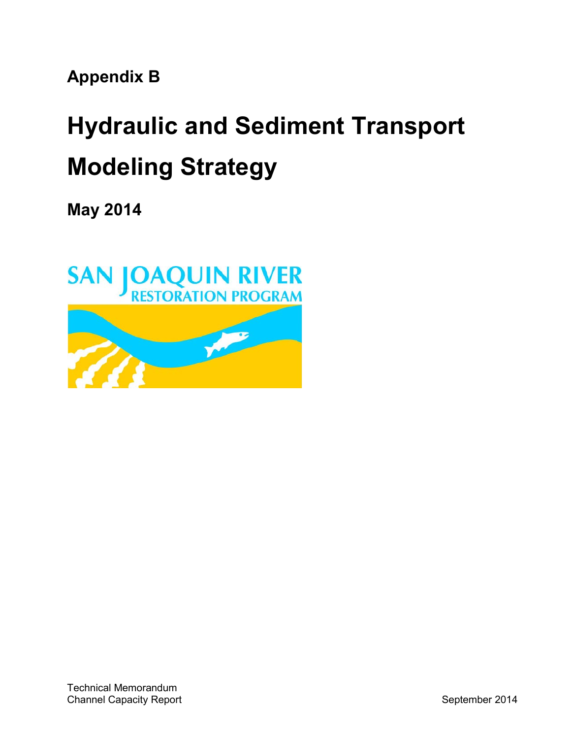**Appendix B**

# Hydraulic and Sediment Transport Modeling Strategy

**May 2014**

SAN JOAQUIN RIVER
RESTORATION PROGRAM

Technical Memorandum
Channel Capacity Report

September 2014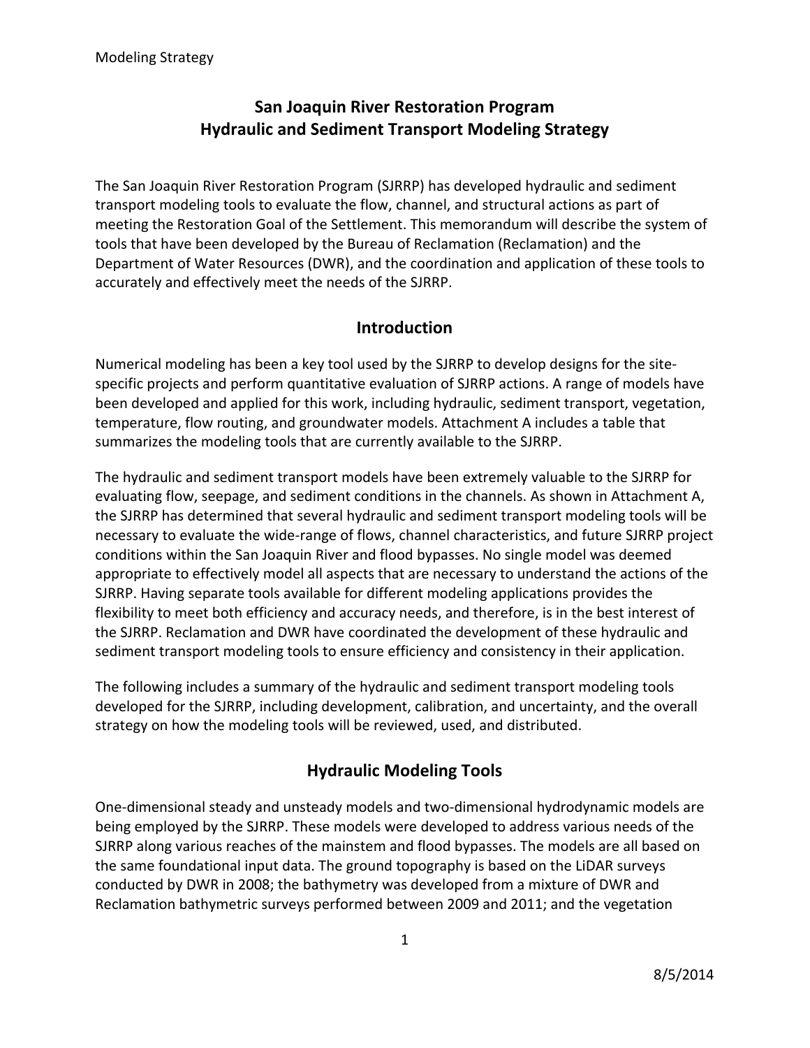# San Joaquin River Restoration Program
# Hydraulic and Sediment Transport Modeling Strategy

The San Joaquin River Restoration Program (SJRRP) has developed hydraulic and sediment transport modeling tools to evaluate the flow, channel, and structural actions as part of meeting the Restoration Goal of the Settlement. This memorandum will describe the system of tools that have been developed by the Bureau of Reclamation (Reclamation) and the Department of Water Resources (DWR), and the coordination and application of these tools to accurately and effectively meet the needs of the SJRRP.

## Introduction

Numerical modeling has been a key tool used by the SJRRP to develop designs for the site-specific projects and perform quantitative evaluation of SJRRP actions. A range of models have been developed and applied for this work, including hydraulic, sediment transport, vegetation, temperature, flow routing, and groundwater models. Attachment A includes a table that summarizes the modeling tools that are currently available to the SJRRP.

The hydraulic and sediment transport models have been extremely valuable to the SJRRP for evaluating flow, seepage, and sediment conditions in the channels. As shown in Attachment A, the SJRRP has determined that several hydraulic and sediment transport modeling tools will be necessary to evaluate the wide-range of flows, channel characteristics, and future SJRRP project conditions within the San Joaquin River and flood bypasses. No single model was deemed appropriate to effectively model all aspects that are necessary to understand the actions of the SJRRP. Having separate tools available for different modeling applications provides the flexibility to meet both efficiency and accuracy needs, and therefore, is in the best interest of the SJRRP. Reclamation and DWR have coordinated the development of these hydraulic and sediment transport modeling tools to ensure efficiency and consistency in their application.

The following includes a summary of the hydraulic and sediment transport modeling tools developed for the SJRRP, including development, calibration, and uncertainty, and the overall strategy on how the modeling tools will be reviewed, used, and distributed.

## Hydraulic Modeling Tools

One-dimensional steady and unsteady models and two-dimensional hydrodynamic models are being employed by the SJRRP. These models were developed to address various needs of the SJRRP along various reaches of the mainstem and flood bypasses. The models are all based on the same foundational input data. The ground topography is based on the LiDAR surveys conducted by DWR in 2008; the bathymetry was developed from a mixture of DWR and Reclamation bathymetric surveys performed between 2009 and 2011; and the vegetation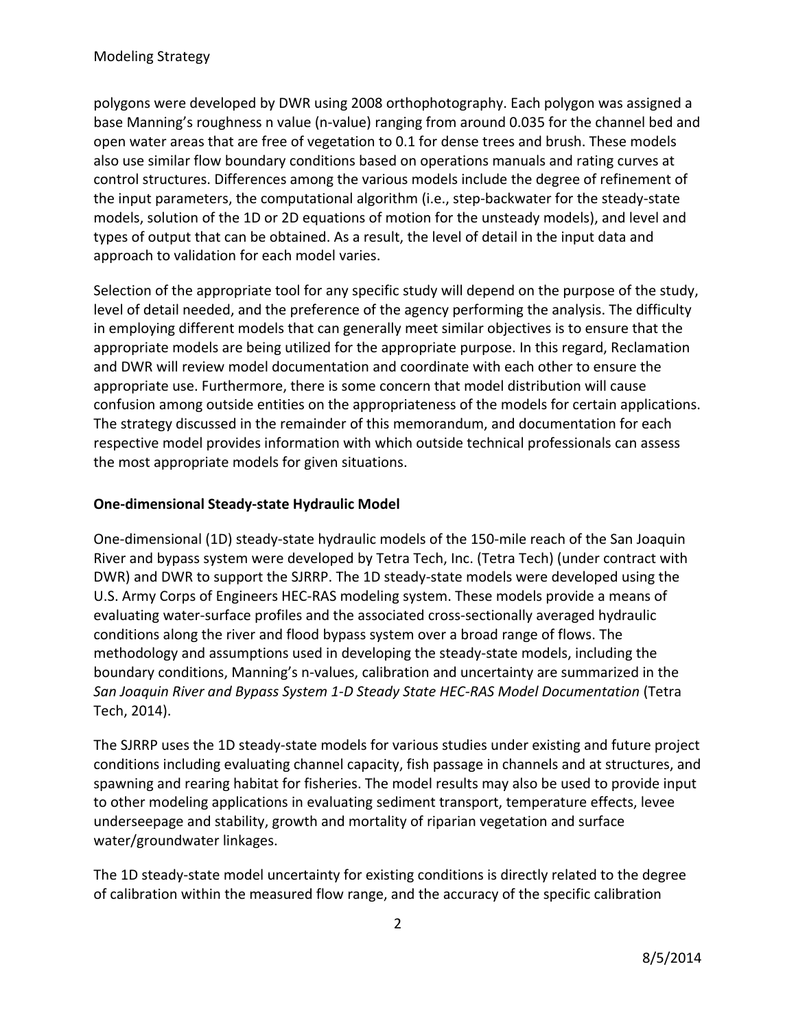polygons were developed by DWR using 2008 orthophotography. Each polygon was assigned a base Manning's roughness n value (n-value) ranging from around 0.035 for the channel bed and open water areas that are free of vegetation to 0.1 for dense trees and brush. These models also use similar flow boundary conditions based on operations manuals and rating curves at control structures. Differences among the various models include the degree of refinement of the input parameters, the computational algorithm (i.e., step-backwater for the steady-state models, solution of the 1D or 2D equations of motion for the unsteady models), and level and types of output that can be obtained. As a result, the level of detail in the input data and approach to validation for each model varies.

Selection of the appropriate tool for any specific study will depend on the purpose of the study, level of detail needed, and the preference of the agency performing the analysis. The difficulty in employing different models that can generally meet similar objectives is to ensure that the appropriate models are being utilized for the appropriate purpose. In this regard, Reclamation and DWR will review model documentation and coordinate with each other to ensure the appropriate use. Furthermore, there is some concern that model distribution will cause confusion among outside entities on the appropriateness of the models for certain applications. The strategy discussed in the remainder of this memorandum, and documentation for each respective model provides information with which outside technical professionals can assess the most appropriate models for given situations.

**One-dimensional Steady-state Hydraulic Model**

One-dimensional (1D) steady-state hydraulic models of the 150-mile reach of the San Joaquin River and bypass system were developed by Tetra Tech, Inc. (Tetra Tech) (under contract with DWR) and DWR to support the SJRRP. The 1D steady-state models were developed using the U.S. Army Corps of Engineers HEC-RAS modeling system. These models provide a means of evaluating water-surface profiles and the associated cross-sectionally averaged hydraulic conditions along the river and flood bypass system over a broad range of flows. The methodology and assumptions used in developing the steady-state models, including the boundary conditions, Manning's n-values, calibration and uncertainty are summarized in the *San Joaquin River and Bypass System 1-D Steady State HEC-RAS Model Documentation* (Tetra Tech, 2014).

The SJRRP uses the 1D steady-state models for various studies under existing and future project conditions including evaluating channel capacity, fish passage in channels and at structures, and spawning and rearing habitat for fisheries. The model results may also be used to provide input to other modeling applications in evaluating sediment transport, temperature effects, levee underseepage and stability, growth and mortality of riparian vegetation and surface water/groundwater linkages.

The 1D steady-state model uncertainty for existing conditions is directly related to the degree of calibration within the measured flow range, and the accuracy of the specific calibration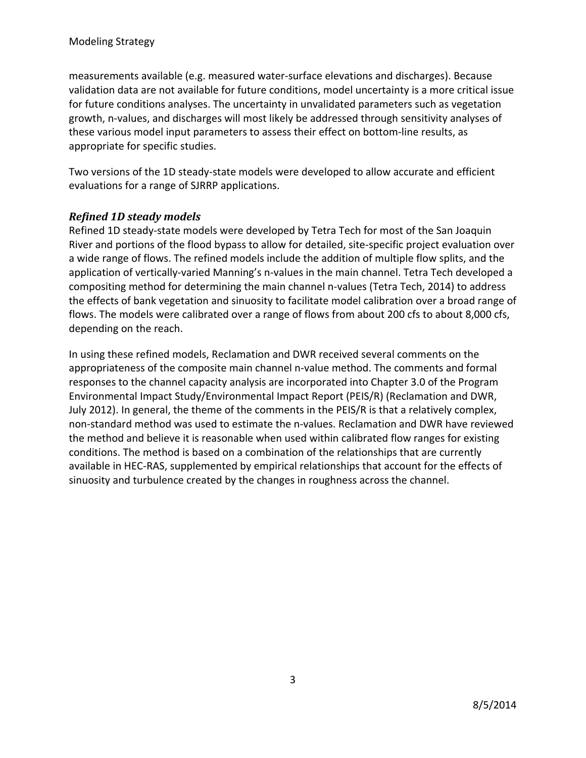measurements available (e.g. measured water-surface elevations and discharges). Because validation data are not available for future conditions, model uncertainty is a more critical issue for future conditions analyses. The uncertainty in unvalidated parameters such as vegetation growth, n-values, and discharges will most likely be addressed through sensitivity analyses of these various model input parameters to assess their effect on bottom-line results, as appropriate for specific studies.

Two versions of the 1D steady-state models were developed to allow accurate and efficient evaluations for a range of SJRRP applications.

### *Refined 1D steady models*

Refined 1D steady-state models were developed by Tetra Tech for most of the San Joaquin River and portions of the flood bypass to allow for detailed, site-specific project evaluation over a wide range of flows. The refined models include the addition of multiple flow splits, and the application of vertically-varied Manning's n-values in the main channel. Tetra Tech developed a compositing method for determining the main channel n-values (Tetra Tech, 2014) to address the effects of bank vegetation and sinuosity to facilitate model calibration over a broad range of flows. The models were calibrated over a range of flows from about 200 cfs to about 8,000 cfs, depending on the reach.

In using these refined models, Reclamation and DWR received several comments on the appropriateness of the composite main channel n-value method. The comments and formal responses to the channel capacity analysis are incorporated into Chapter 3.0 of the Program Environmental Impact Study/Environmental Impact Report (PEIS/R) (Reclamation and DWR, July 2012). In general, the theme of the comments in the PEIS/R is that a relatively complex, non-standard method was used to estimate the n-values. Reclamation and DWR have reviewed the method and believe it is reasonable when used within calibrated flow ranges for existing conditions. The method is based on a combination of the relationships that are currently available in HEC-RAS, supplemented by empirical relationships that account for the effects of sinuosity and turbulence created by the changes in roughness across the channel.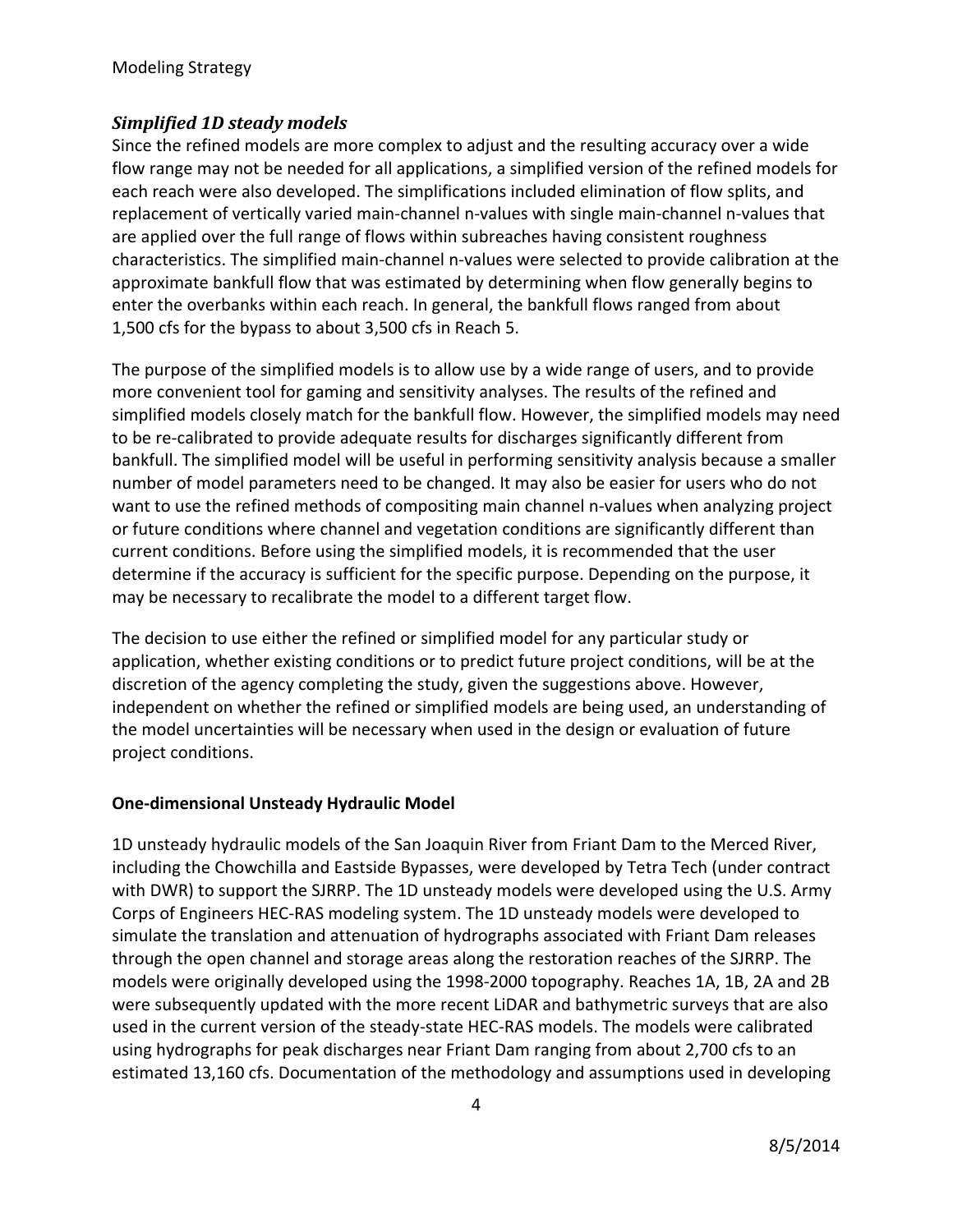### *Simplified 1D steady models*

Since the refined models are more complex to adjust and the resulting accuracy over a wide flow range may not be needed for all applications, a simplified version of the refined models for each reach were also developed. The simplifications included elimination of flow splits, and replacement of vertically varied main-channel n-values with single main-channel n-values that are applied over the full range of flows within subreaches having consistent roughness characteristics. The simplified main-channel n-values were selected to provide calibration at the approximate bankfull flow that was estimated by determining when flow generally begins to enter the overbanks within each reach. In general, the bankfull flows ranged from about 1,500 cfs for the bypass to about 3,500 cfs in Reach 5.

The purpose of the simplified models is to allow use by a wide range of users, and to provide more convenient tool for gaming and sensitivity analyses. The results of the refined and simplified models closely match for the bankfull flow. However, the simplified models may need to be re-calibrated to provide adequate results for discharges significantly different from bankfull. The simplified model will be useful in performing sensitivity analysis because a smaller number of model parameters need to be changed. It may also be easier for users who do not want to use the refined methods of compositing main channel n-values when analyzing project or future conditions where channel and vegetation conditions are significantly different than current conditions. Before using the simplified models, it is recommended that the user determine if the accuracy is sufficient for the specific purpose. Depending on the purpose, it may be necessary to recalibrate the model to a different target flow.

The decision to use either the refined or simplified model for any particular study or application, whether existing conditions or to predict future project conditions, will be at the discretion of the agency completing the study, given the suggestions above. However, independent on whether the refined or simplified models are being used, an understanding of the model uncertainties will be necessary when used in the design or evaluation of future project conditions.

## One-dimensional Unsteady Hydraulic Model

1D unsteady hydraulic models of the San Joaquin River from Friant Dam to the Merced River, including the Chowchilla and Eastside Bypasses, were developed by Tetra Tech (under contract with DWR) to support the SJRRP. The 1D unsteady models were developed using the U.S. Army Corps of Engineers HEC-RAS modeling system. The 1D unsteady models were developed to simulate the translation and attenuation of hydrographs associated with Friant Dam releases through the open channel and storage areas along the restoration reaches of the SJRRP. The models were originally developed using the 1998-2000 topography. Reaches 1A, 1B, 2A and 2B were subsequently updated with the more recent LiDAR and bathymetric surveys that are also used in the current version of the steady-state HEC-RAS models. The models were calibrated using hydrographs for peak discharges near Friant Dam ranging from about 2,700 cfs to an estimated 13,160 cfs. Documentation of the methodology and assumptions used in developing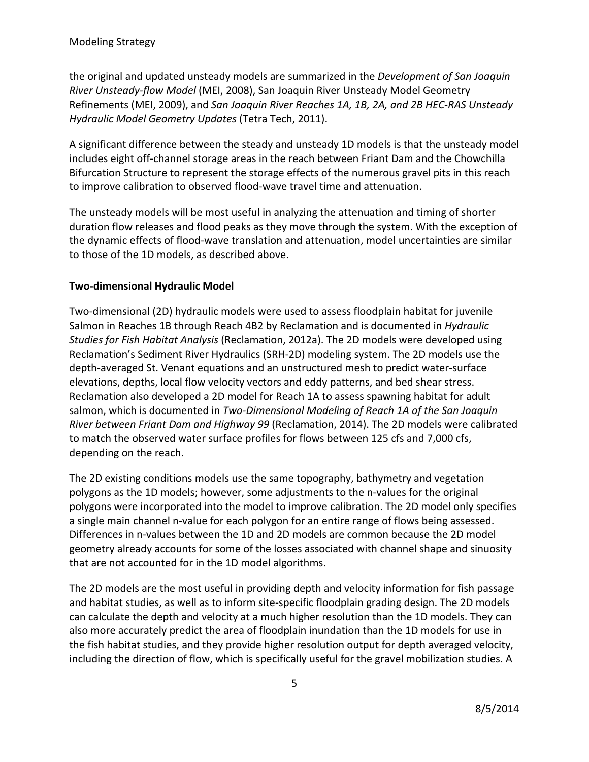the original and updated unsteady models are summarized in the *Development of San Joaquin River Unsteady-flow Model* (MEI, 2008), San Joaquin River Unsteady Model Geometry Refinements (MEI, 2009), and *San Joaquin River Reaches 1A, 1B, 2A, and 2B HEC-RAS Unsteady Hydraulic Model Geometry Updates* (Tetra Tech, 2011).

A significant difference between the steady and unsteady 1D models is that the unsteady model includes eight off-channel storage areas in the reach between Friant Dam and the Chowchilla Bifurcation Structure to represent the storage effects of the numerous gravel pits in this reach to improve calibration to observed flood-wave travel time and attenuation.

The unsteady models will be most useful in analyzing the attenuation and timing of shorter duration flow releases and flood peaks as they move through the system. With the exception of the dynamic effects of flood-wave translation and attenuation, model uncertainties are similar to those of the 1D models, as described above.

**Two-dimensional Hydraulic Model**

Two-dimensional (2D) hydraulic models were used to assess floodplain habitat for juvenile Salmon in Reaches 1B through Reach 4B2 by Reclamation and is documented in *Hydraulic Studies for Fish Habitat Analysis* (Reclamation, 2012a). The 2D models were developed using Reclamation's Sediment River Hydraulics (SRH-2D) modeling system. The 2D models use the depth-averaged St. Venant equations and an unstructured mesh to predict water-surface elevations, depths, local flow velocity vectors and eddy patterns, and bed shear stress. Reclamation also developed a 2D model for Reach 1A to assess spawning habitat for adult salmon, which is documented in *Two-Dimensional Modeling of Reach 1A of the San Joaquin River between Friant Dam and Highway 99* (Reclamation, 2014). The 2D models were calibrated to match the observed water surface profiles for flows between 125 cfs and 7,000 cfs, depending on the reach.

The 2D existing conditions models use the same topography, bathymetry and vegetation polygons as the 1D models; however, some adjustments to the n-values for the original polygons were incorporated into the model to improve calibration. The 2D model only specifies a single main channel n-value for each polygon for an entire range of flows being assessed. Differences in n-values between the 1D and 2D models are common because the 2D model geometry already accounts for some of the losses associated with channel shape and sinuosity that are not accounted for in the 1D model algorithms.

The 2D models are the most useful in providing depth and velocity information for fish passage and habitat studies, as well as to inform site-specific floodplain grading design. The 2D models can calculate the depth and velocity at a much higher resolution than the 1D models. They can also more accurately predict the area of floodplain inundation than the 1D models for use in the fish habitat studies, and they provide higher resolution output for depth averaged velocity, including the direction of flow, which is specifically useful for the gravel mobilization studies. A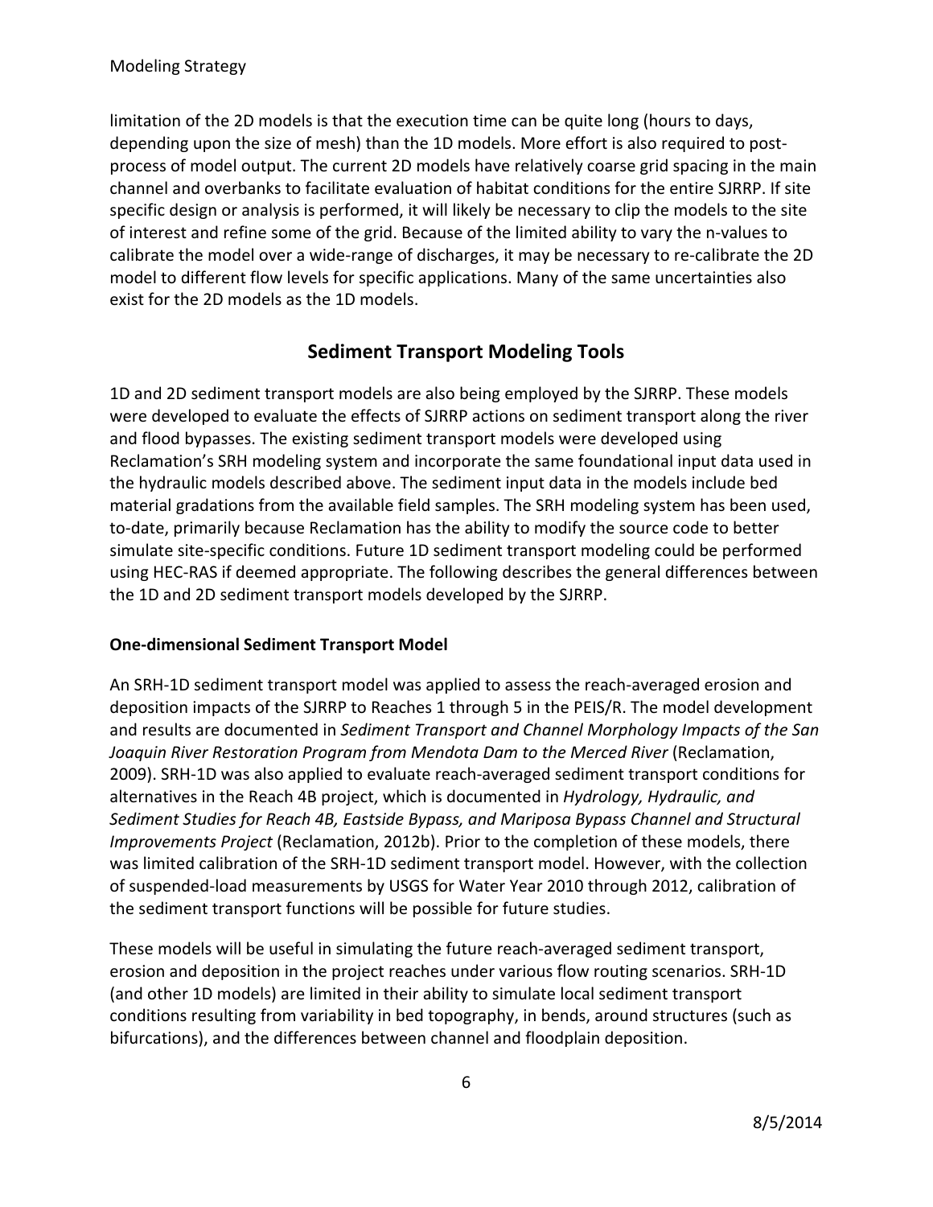limitation of the 2D models is that the execution time can be quite long (hours to days, depending upon the size of mesh) than the 1D models. More effort is also required to post-process of model output. The current 2D models have relatively coarse grid spacing in the main channel and overbanks to facilitate evaluation of habitat conditions for the entire SJRRP. If site specific design or analysis is performed, it will likely be necessary to clip the models to the site of interest and refine some of the grid. Because of the limited ability to vary the n-values to calibrate the model over a wide-range of discharges, it may be necessary to re-calibrate the 2D model to different flow levels for specific applications. Many of the same uncertainties also exist for the 2D models as the 1D models.

## Sediment Transport Modeling Tools

1D and 2D sediment transport models are also being employed by the SJRRP. These models were developed to evaluate the effects of SJRRP actions on sediment transport along the river and flood bypasses. The existing sediment transport models were developed using Reclamation's SRH modeling system and incorporate the same foundational input data used in the hydraulic models described above. The sediment input data in the models include bed material gradations from the available field samples. The SRH modeling system has been used, to-date, primarily because Reclamation has the ability to modify the source code to better simulate site-specific conditions. Future 1D sediment transport modeling could be performed using HEC-RAS if deemed appropriate. The following describes the general differences between the 1D and 2D sediment transport models developed by the SJRRP.

### One-dimensional Sediment Transport Model

An SRH-1D sediment transport model was applied to assess the reach-averaged erosion and deposition impacts of the SJRRP to Reaches 1 through 5 in the PEIS/R. The model development and results are documented in *Sediment Transport and Channel Morphology Impacts of the San Joaquin River Restoration Program from Mendota Dam to the Merced River* (Reclamation, 2009). SRH-1D was also applied to evaluate reach-averaged sediment transport conditions for alternatives in the Reach 4B project, which is documented in *Hydrology, Hydraulic, and Sediment Studies for Reach 4B, Eastside Bypass, and Mariposa Bypass Channel and Structural Improvements Project* (Reclamation, 2012b). Prior to the completion of these models, there was limited calibration of the SRH-1D sediment transport model. However, with the collection of suspended-load measurements by USGS for Water Year 2010 through 2012, calibration of the sediment transport functions will be possible for future studies.

These models will be useful in simulating the future reach-averaged sediment transport, erosion and deposition in the project reaches under various flow routing scenarios. SRH-1D (and other 1D models) are limited in their ability to simulate local sediment transport conditions resulting from variability in bed topography, in bends, around structures (such as bifurcations), and the differences between channel and floodplain deposition.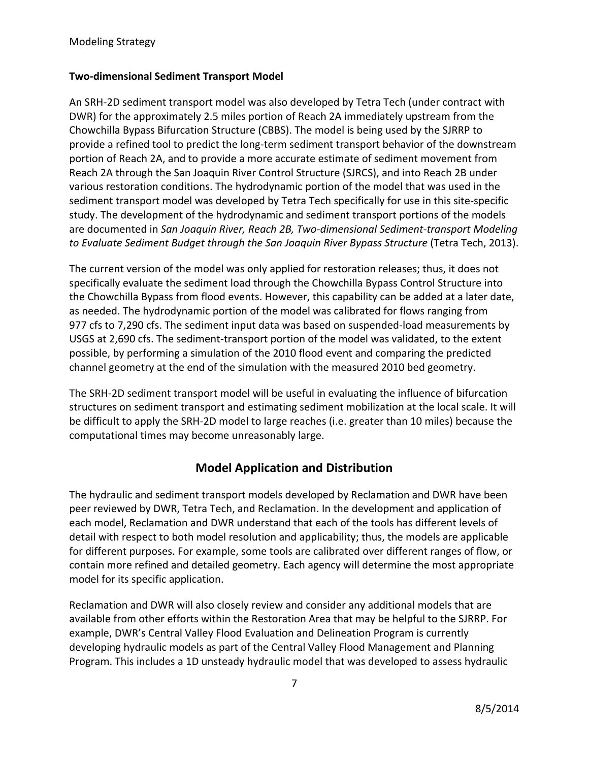**Two-dimensional Sediment Transport Model**

An SRH-2D sediment transport model was also developed by Tetra Tech (under contract with DWR) for the approximately 2.5 miles portion of Reach 2A immediately upstream from the Chowchilla Bypass Bifurcation Structure (CBBS). The model is being used by the SJRRP to provide a refined tool to predict the long-term sediment transport behavior of the downstream portion of Reach 2A, and to provide a more accurate estimate of sediment movement from Reach 2A through the San Joaquin River Control Structure (SJRCS), and into Reach 2B under various restoration conditions. The hydrodynamic portion of the model that was used in the sediment transport model was developed by Tetra Tech specifically for use in this site-specific study. The development of the hydrodynamic and sediment transport portions of the models are documented in *San Joaquin River, Reach 2B, Two-dimensional Sediment-transport Modeling to Evaluate Sediment Budget through the San Joaquin River Bypass Structure* (Tetra Tech, 2013).

The current version of the model was only applied for restoration releases; thus, it does not specifically evaluate the sediment load through the Chowchilla Bypass Control Structure into the Chowchilla Bypass from flood events. However, this capability can be added at a later date, as needed. The hydrodynamic portion of the model was calibrated for flows ranging from 977 cfs to 7,290 cfs. The sediment input data was based on suspended-load measurements by USGS at 2,690 cfs. The sediment-transport portion of the model was validated, to the extent possible, by performing a simulation of the 2010 flood event and comparing the predicted channel geometry at the end of the simulation with the measured 2010 bed geometry.

The SRH-2D sediment transport model will be useful in evaluating the influence of bifurcation structures on sediment transport and estimating sediment mobilization at the local scale. It will be difficult to apply the SRH-2D model to large reaches (i.e. greater than 10 miles) because the computational times may become unreasonably large.

## Model Application and Distribution

The hydraulic and sediment transport models developed by Reclamation and DWR have been peer reviewed by DWR, Tetra Tech, and Reclamation. In the development and application of each model, Reclamation and DWR understand that each of the tools has different levels of detail with respect to both model resolution and applicability; thus, the models are applicable for different purposes. For example, some tools are calibrated over different ranges of flow, or contain more refined and detailed geometry. Each agency will determine the most appropriate model for its specific application.

Reclamation and DWR will also closely review and consider any additional models that are available from other efforts within the Restoration Area that may be helpful to the SJRRP. For example, DWR's Central Valley Flood Evaluation and Delineation Program is currently developing hydraulic models as part of the Central Valley Flood Management and Planning Program. This includes a 1D unsteady hydraulic model that was developed to assess hydraulic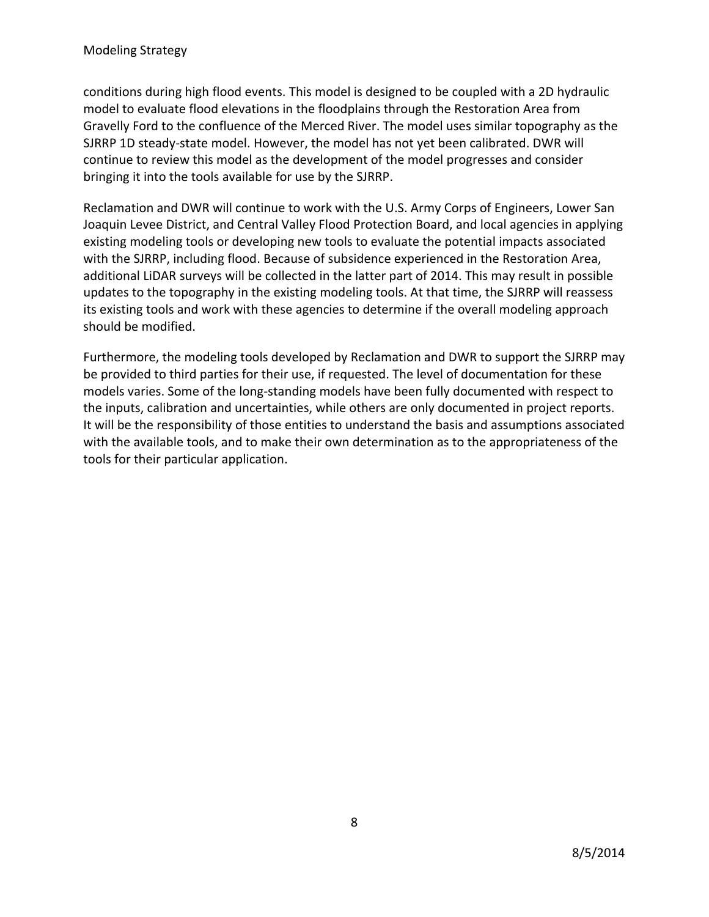conditions during high flood events. This model is designed to be coupled with a 2D hydraulic model to evaluate flood elevations in the floodplains through the Restoration Area from Gravelly Ford to the confluence of the Merced River. The model uses similar topography as the SJRRP 1D steady-state model. However, the model has not yet been calibrated. DWR will continue to review this model as the development of the model progresses and consider bringing it into the tools available for use by the SJRRP.

Reclamation and DWR will continue to work with the U.S. Army Corps of Engineers, Lower San Joaquin Levee District, and Central Valley Flood Protection Board, and local agencies in applying existing modeling tools or developing new tools to evaluate the potential impacts associated with the SJRRP, including flood. Because of subsidence experienced in the Restoration Area, additional LiDAR surveys will be collected in the latter part of 2014. This may result in possible updates to the topography in the existing modeling tools. At that time, the SJRRP will reassess its existing tools and work with these agencies to determine if the overall modeling approach should be modified.

Furthermore, the modeling tools developed by Reclamation and DWR to support the SJRRP may be provided to third parties for their use, if requested. The level of documentation for these models varies. Some of the long-standing models have been fully documented with respect to the inputs, calibration and uncertainties, while others are only documented in project reports. It will be the responsibility of those entities to understand the basis and assumptions associated with the available tools, and to make their own determination as to the appropriateness of the tools for their particular application.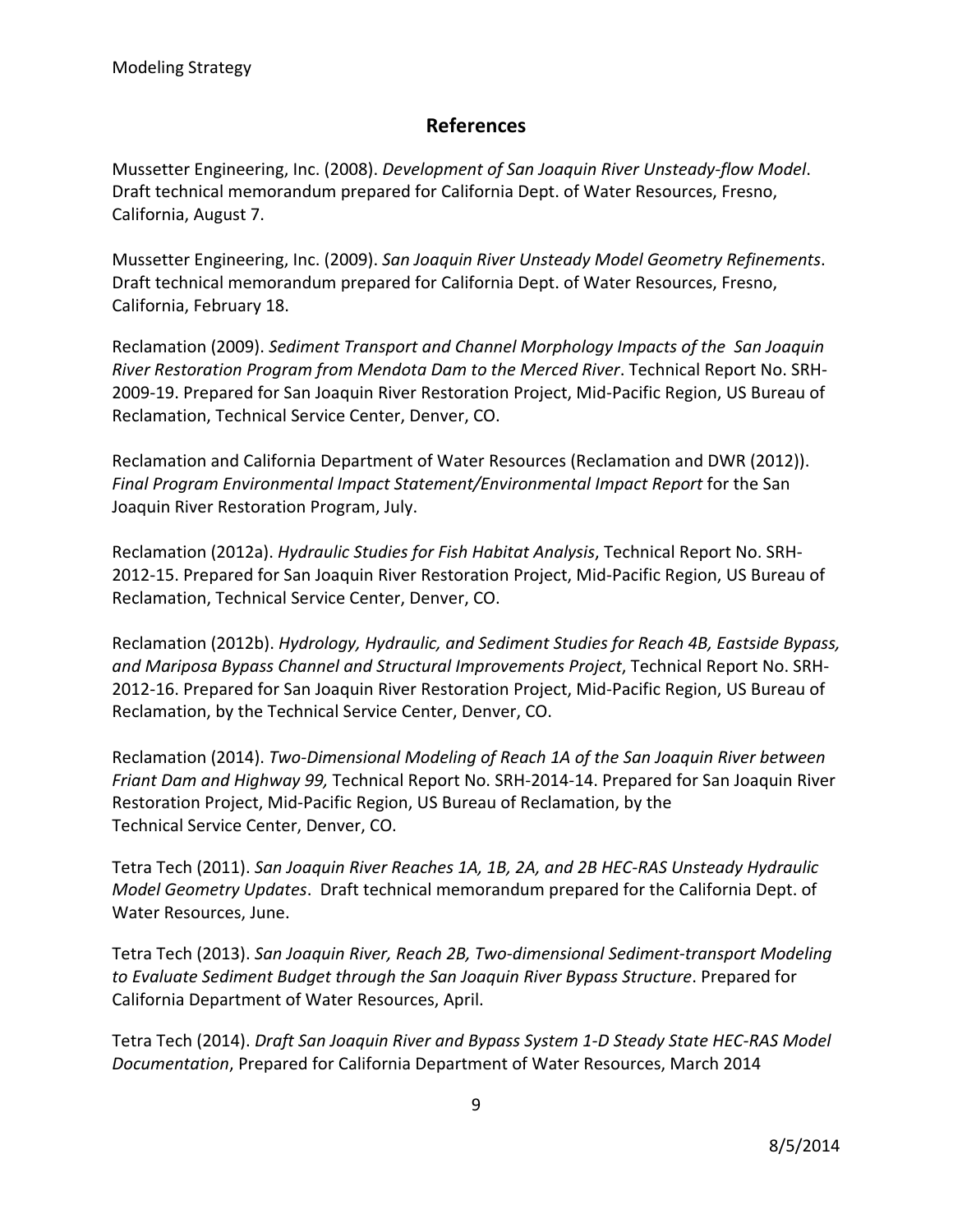## References

Mussetter Engineering, Inc. (2008). *Development of San Joaquin River Unsteady-flow Model*. Draft technical memorandum prepared for California Dept. of Water Resources, Fresno, California, August 7.

Mussetter Engineering, Inc. (2009). *San Joaquin River Unsteady Model Geometry Refinements*. Draft technical memorandum prepared for California Dept. of Water Resources, Fresno, California, February 18.

Reclamation (2009). *Sediment Transport and Channel Morphology Impacts of the San Joaquin River Restoration Program from Mendota Dam to the Merced River*. Technical Report No. SRH-2009-19. Prepared for San Joaquin River Restoration Project, Mid-Pacific Region, US Bureau of Reclamation, Technical Service Center, Denver, CO.

Reclamation and California Department of Water Resources (Reclamation and DWR (2012)). *Final Program Environmental Impact Statement/Environmental Impact Report* for the San Joaquin River Restoration Program, July.

Reclamation (2012a). *Hydraulic Studies for Fish Habitat Analysis*, Technical Report No. SRH-2012-15. Prepared for San Joaquin River Restoration Project, Mid-Pacific Region, US Bureau of Reclamation, Technical Service Center, Denver, CO.

Reclamation (2012b). *Hydrology, Hydraulic, and Sediment Studies for Reach 4B, Eastside Bypass, and Mariposa Bypass Channel and Structural Improvements Project*, Technical Report No. SRH-2012-16. Prepared for San Joaquin River Restoration Project, Mid-Pacific Region, US Bureau of Reclamation, by the Technical Service Center, Denver, CO.

Reclamation (2014). *Two-Dimensional Modeling of Reach 1A of the San Joaquin River between Friant Dam and Highway 99,* Technical Report No. SRH-2014-14. Prepared for San Joaquin River Restoration Project, Mid-Pacific Region, US Bureau of Reclamation, by the Technical Service Center, Denver, CO.

Tetra Tech (2011). *San Joaquin River Reaches 1A, 1B, 2A, and 2B HEC-RAS Unsteady Hydraulic Model Geometry Updates*. Draft technical memorandum prepared for the California Dept. of Water Resources, June.

Tetra Tech (2013). *San Joaquin River, Reach 2B, Two-dimensional Sediment-transport Modeling to Evaluate Sediment Budget through the San Joaquin River Bypass Structure*. Prepared for California Department of Water Resources, April.

Tetra Tech (2014). *Draft San Joaquin River and Bypass System 1-D Steady State HEC-RAS Model Documentation*, Prepared for California Department of Water Resources, March 2014